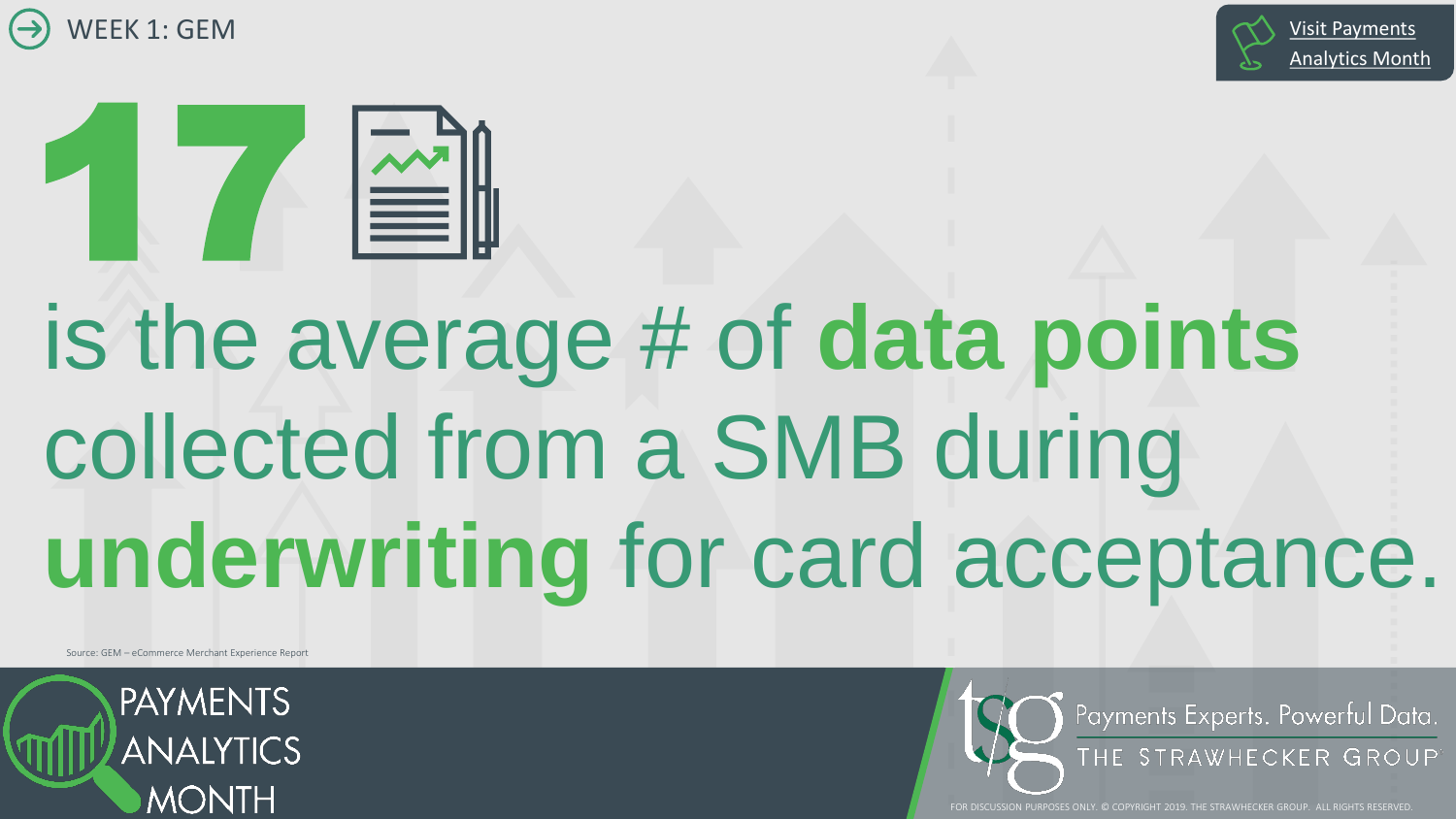WEEK 1: GEM

Visit Payments Analytics Month

# 17

is the average # of **data points** collected from a SMB during **underwriting** for card acceptance.

Source: GEM – eCommerce Merchant Experience Report

PAYMENTS ANALYTICS MONTH

Payments Experts. Powerful Data.

THE STRAWHECKER GROUP

FOR DISCUSSION PURPOSES ONLY. © COPYRIGHT 2019. THE STRAWHECKER GROUP. ALL RIGHTS RESERVED.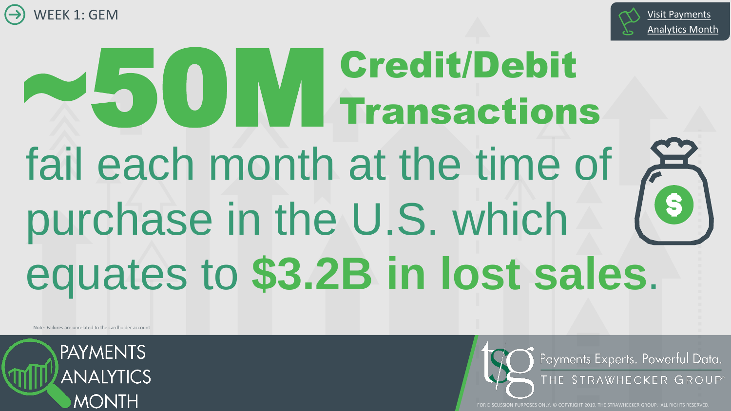WEEK 1: GEM

Visit Payments Analytics Month

# ~50M Credit/Debit Transactions

fail each month at the time of purchase in the U.S. which equates to **$3.2B in lost sales**.

Note: Failures are unrelated to the cardholder account

PAYMENTS ANALYTICS MONTH

Payments Experts. Powerful Data.
THE STRAWHECKER GROUP

FOR DISCUSSION PURPOSES ONLY. © COPYRIGHT 2019. THE STRAWHECKER GROUP. ALL RIGHTS RESERVED.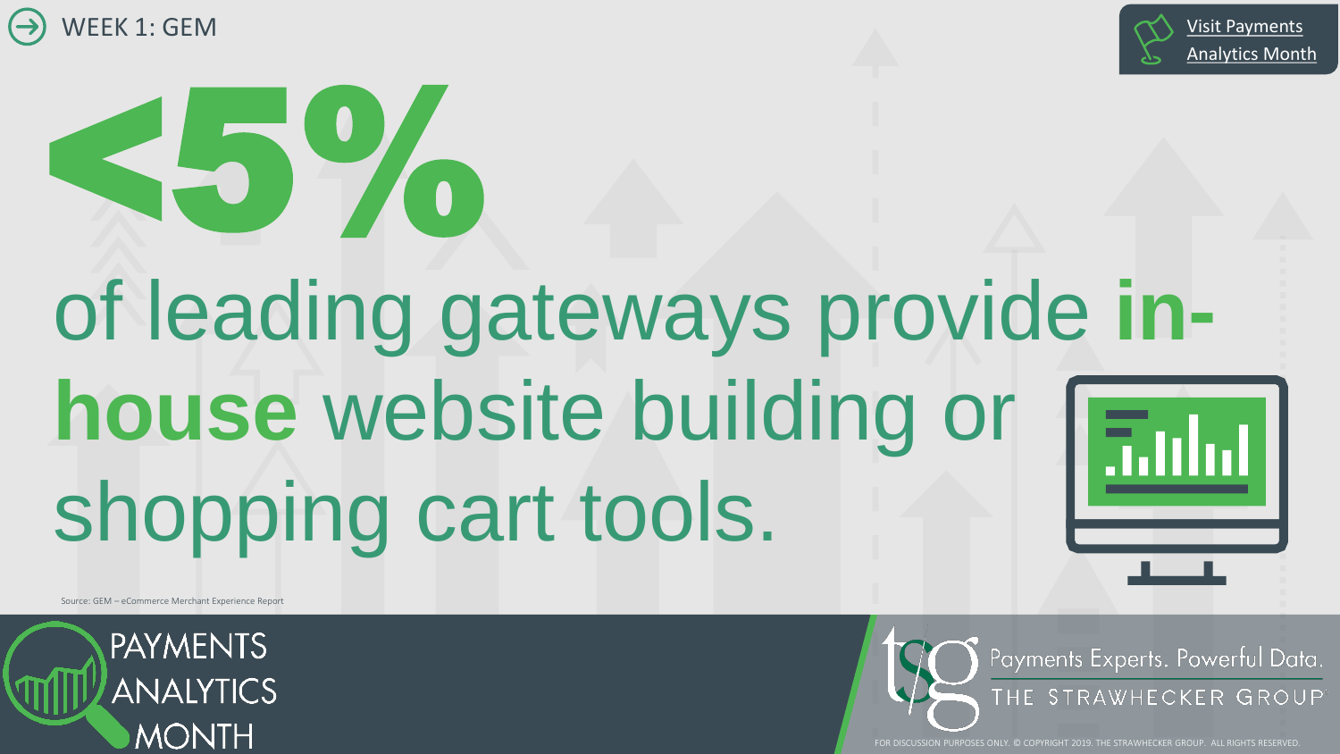WEEK 1: GEM

Visit Payments Analytics Month

# <5%

## of leading gateways provide **in-house** website building or shopping cart tools.

Source: GEM – eCommerce Merchant Experience Report

PAYMENTS ANALYTICS MONTH

Payments Experts. Powerful Data.
THE STRAWHECKER GROUP

FOR DISCUSSION PURPOSES ONLY. © COPYRIGHT 2019. THE STRAWHECKER GROUP. ALL RIGHTS RESERVED.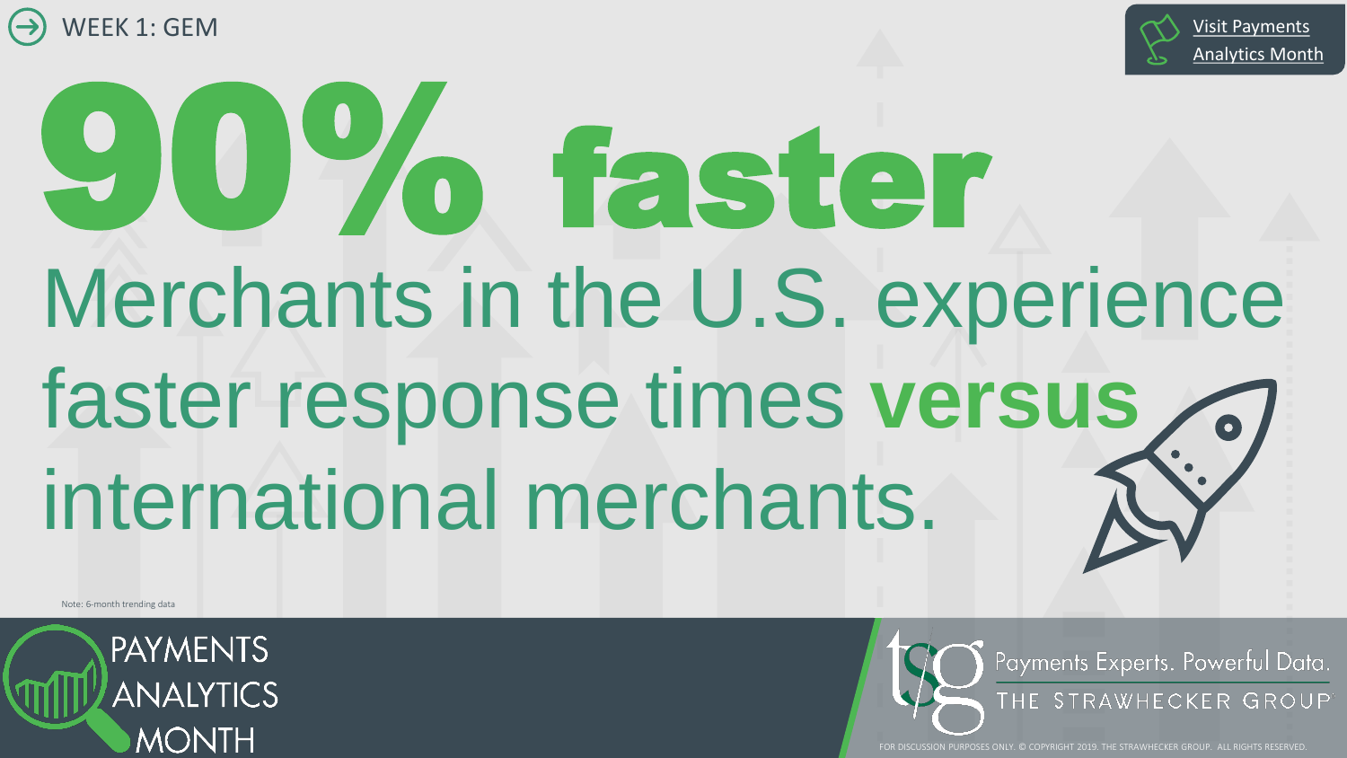WEEK 1: GEM

Visit Payments Analytics Month

# 90% faster

Merchants in the U.S. experience faster response times **versus** international merchants.

Note: 6-month trending data

PAYMENTS ANALYTICS MONTH

Payments Experts. Powerful Data.
THE STRAWHECKER GROUP

FOR DISCUSSION PURPOSES ONLY. © COPYRIGHT 2019. THE STRAWHECKER GROUP. ALL RIGHTS RESERVED.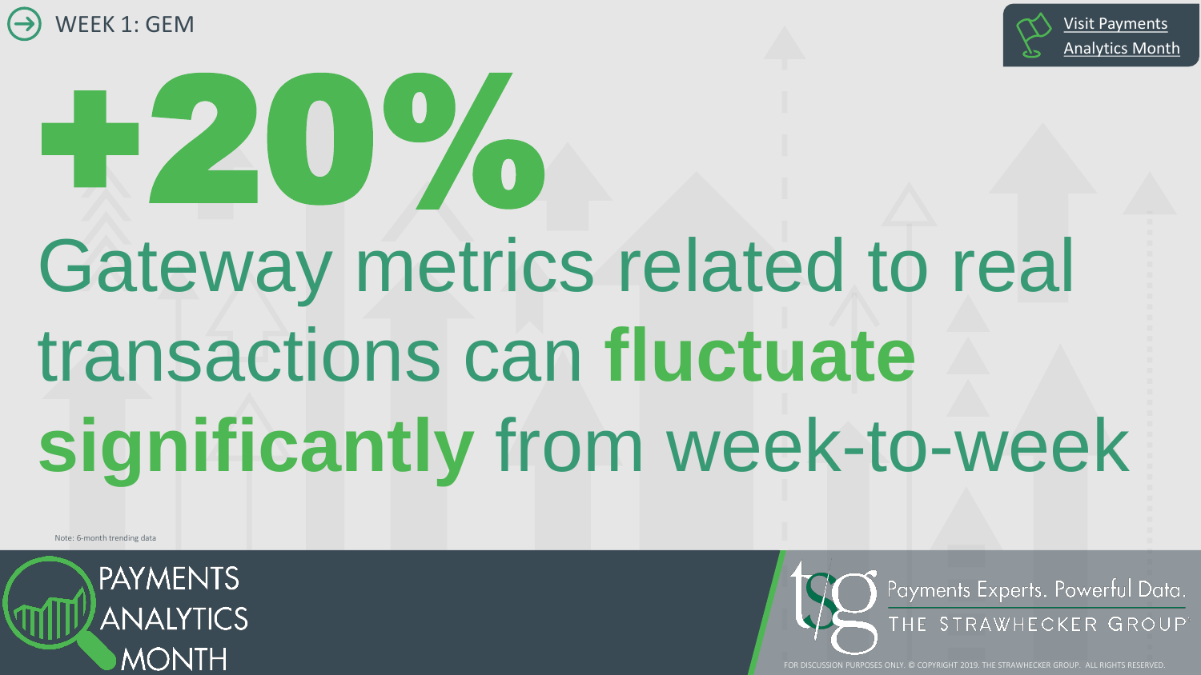WEEK 1: GEM

Visit Payments Analytics Month

# +20%

## Gateway metrics related to real transactions can **fluctuate significantly** from week-to-week

Note: 6-month trending data

PAYMENTS ANALYTICS MONTH

Payments Experts. Powerful Data.
THE STRAWHECKER GROUP

FOR DISCUSSION PURPOSES ONLY. © COPYRIGHT 2019. THE STRAWHECKER GROUP. ALL RIGHTS RESERVED.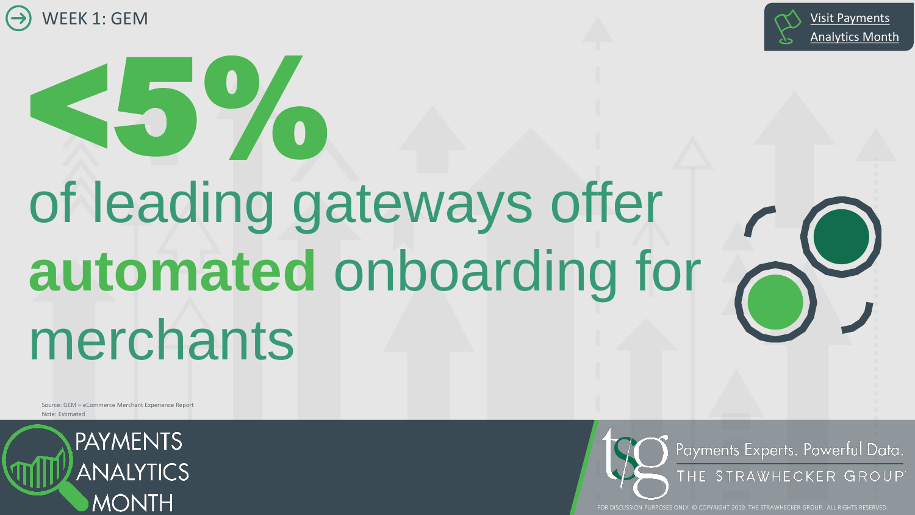WEEK 1: GEM

Visit Payments Analytics Month

# <5%

## of leading gateways offer **automated** onboarding for merchants

Source: GEM – eCommerce Merchant Experience Report
Note: Estimated

PAYMENTS ANALYTICS MONTH

Payments Experts. Powerful Data.
THE STRAWHECKER GROUP

FOR DISCUSSION PURPOSES ONLY. © COPYRIGHT 2019. THE STRAWHECKER GROUP. ALL RIGHTS RESERVED.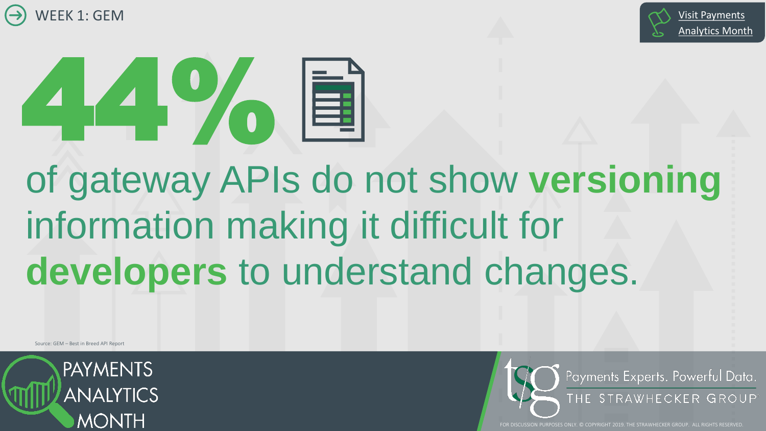WEEK 1: GEM

Visit Payments Analytics Month

# 44%

of gateway APIs do not show **versioning** information making it difficult for **developers** to understand changes.

Source: GEM – Best in Breed API Report

PAYMENTS ANALYTICS MONTH

Payments Experts. Powerful Data.
THE STRAWHECKER GROUP

FOR DISCUSSION PURPOSES ONLY. © COPYRIGHT 2019. THE STRAWHECKER GROUP. ALL RIGHTS RESERVED.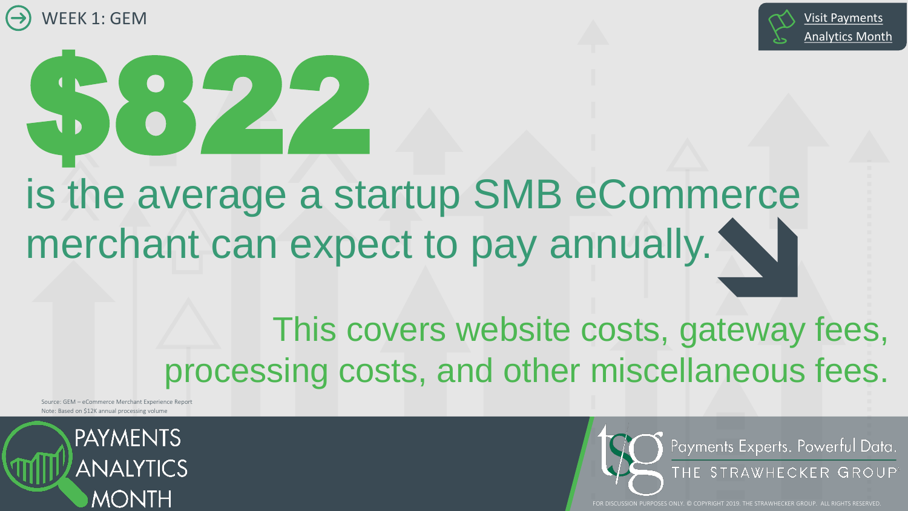WEEK 1: GEM

[Visit Payments Analytics Month]

# $822

is the average a startup SMB eCommerce merchant can expect to pay annually.

This covers website costs, gateway fees, processing costs, and other miscellaneous fees.

Source: GEM – eCommerce Merchant Experience Report
Note: Based on $12K annual processing volume

PAYMENTS ANALYTICS MONTH

Payments Experts. Powerful Data.
THE STRAWHECKER GROUP

FOR DISCUSSION PURPOSES ONLY. © COPYRIGHT 2019. THE STRAWHECKER GROUP. ALL RIGHTS RESERVED.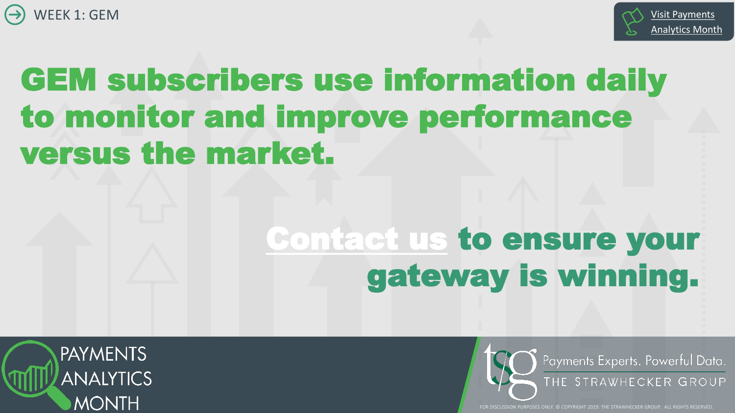WEEK 1: GEM

Visit Payments Analytics Month

# GEM subscribers use information daily to monitor and improve performance versus the market.

## Contact us to ensure your gateway is winning.

PAYMENTS ANALYTICS MONTH

Payments Experts. Powerful Data.
THE STRAWHECKER GROUP

FOR DISCUSSION PURPOSES ONLY. © COPYRIGHT 2019. THE STRAWHECKER GROUP. ALL RIGHTS RESERVED.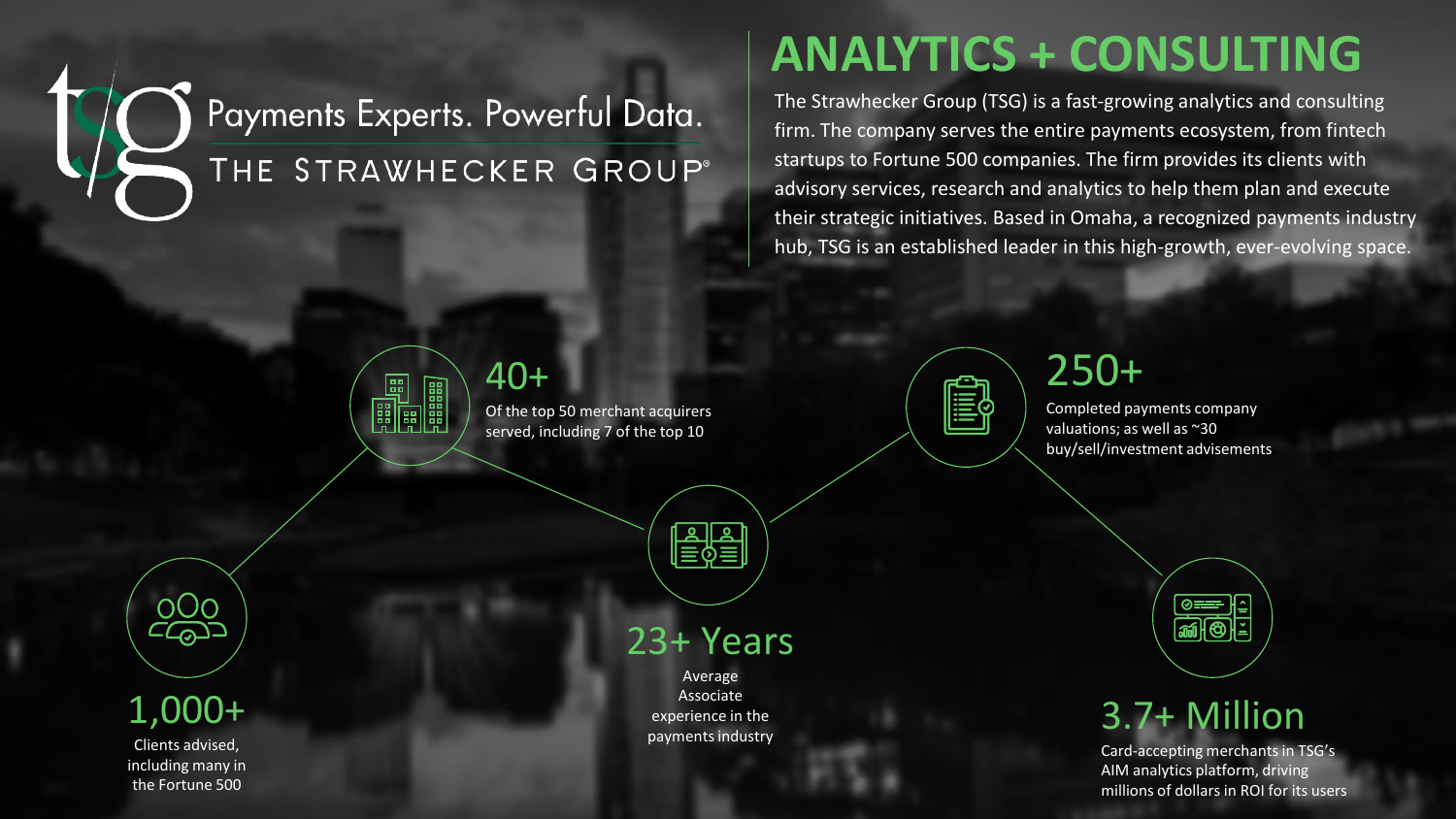Payments Experts. Powerful Data.

THE STRAWHECKER GROUP®

# ANALYTICS + CONSULTING

The Strawhecker Group (TSG) is a fast-growing analytics and consulting firm. The company serves the entire payments ecosystem, from fintech startups to Fortune 500 companies. The firm provides its clients with advisory services, research and analytics to help them plan and execute their strategic initiatives. Based in Omaha, a recognized payments industry hub, TSG is an established leader in this high-growth, ever-evolving space.

**1,000+**
Clients advised, including many in the Fortune 500

**40+**
Of the top 50 merchant acquirers served, including 7 of the top 10

**23+ Years**
Average Associate experience in the payments industry

**250+**
Completed payments company valuations; as well as ~30 buy/sell/investment advisements

**3.7+ Million**
Card-accepting merchants in TSG's AIM analytics platform, driving millions of dollars in ROI for its users